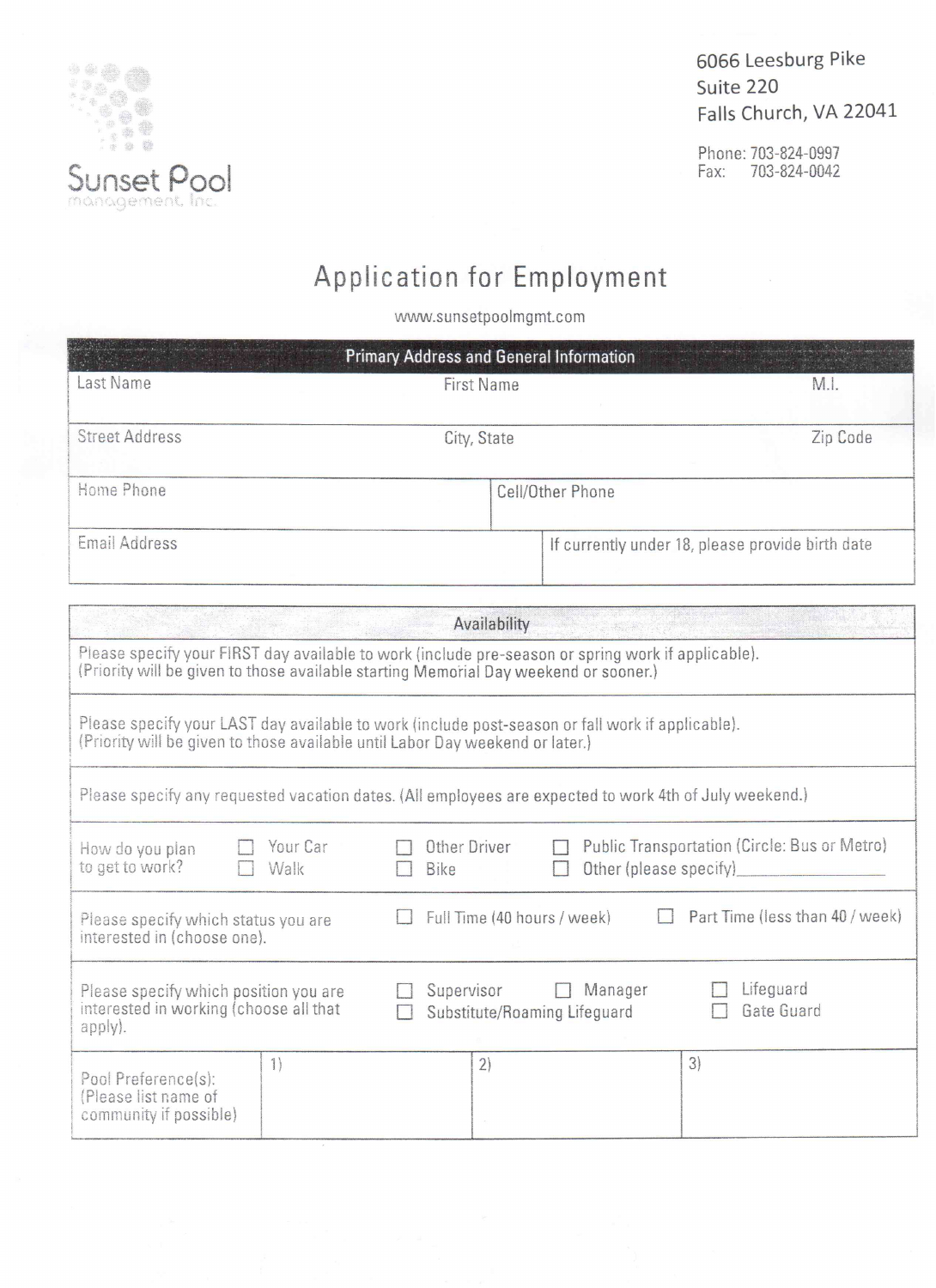Sunset Pool
management, Inc.

6066 Leesburg Pike
Suite 220
Falls Church, VA 22041

Phone: 703-824-0997
Fax: 703-824-0042

# Application for Employment

www.sunsetpoolmgmt.com

## Primary Address and General Information

| Last Name | First Name | M.I. |
|---|---|---|
| | | |

| Street Address | City, State | Zip Code |
|---|---|---|
| | | |

| Home Phone | Cell/Other Phone |
|---|---|
| | |

| Email Address | If currently under 18, please provide birth date |
|---|---|
| | |

## Availability

Please specify your FIRST day available to work (include pre-season or spring work if applicable). (Priority will be given to those available starting Memorial Day weekend or sooner.)

Please specify your LAST day available to work (include post-season or fall work if applicable). (Priority will be given to those available until Labor Day weekend or later.)

Please specify any requested vacation dates. (All employees are expected to work 4th of July weekend.)

How do you plan to get to work?

- ☐ Your Car
- ☐ Walk
- ☐ Other Driver
- ☐ Bike
- ☐ Public Transportation (Circle: Bus or Metro)
- ☐ Other (please specify)\_\_\_\_\_\_\_\_\_\_\_\_\_\_\_\_

Please specify which status you are interested in (choose one).

- ☐ Full Time (40 hours / week)
- ☐ Part Time (less than 40 / week)

Please specify which position you are interested in working (choose all that apply).

- ☐ Supervisor
- ☐ Manager
- ☐ Lifeguard
- ☐ Substitute/Roaming Lifeguard
- ☐ Gate Guard

| Pool Preference(s): (Please list name of community if possible) | 1) | 2) | 3) |
|---|---|---|---|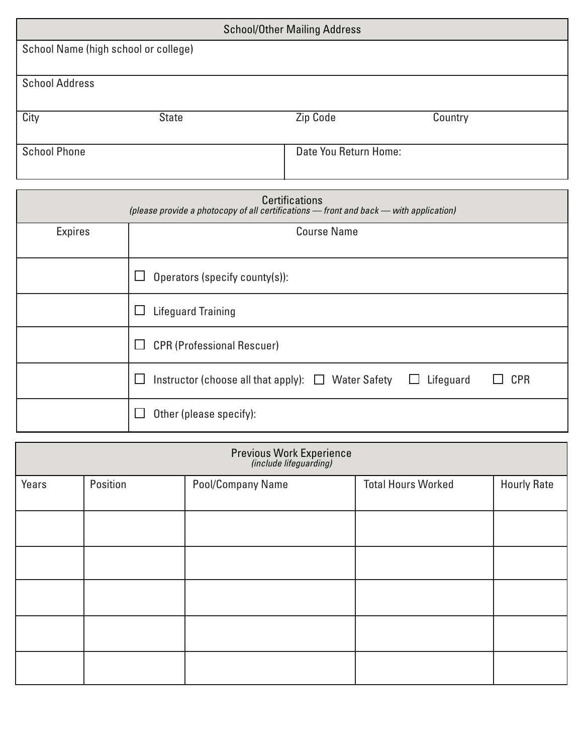## School/Other Mailing Address

| School Name (high school or college) | | | |
|---|---|---|---|
| School Address | | | |
| City | State | Zip Code | Country |
| School Phone | | Date You Return Home: | |

## Certifications

*(please provide a photocopy of all certifications — front and back — with application)*

| Expires | Course Name |
|---|---|
| | ☐ Operators (specify county(s)): |
| | ☐ Lifeguard Training |
| | ☐ CPR (Professional Rescuer) |
| | ☐ Instructor (choose all that apply): ☐ Water Safety ☐ Lifeguard ☐ CPR |
| | ☐ Other (please specify): |

## Previous Work Experience

*(include lifeguarding)*

| Years | Position | Pool/Company Name | Total Hours Worked | Hourly Rate |
|---|---|---|---|---|
| | | | | |
| | | | | |
| | | | | |
| | | | | |
| | | | | |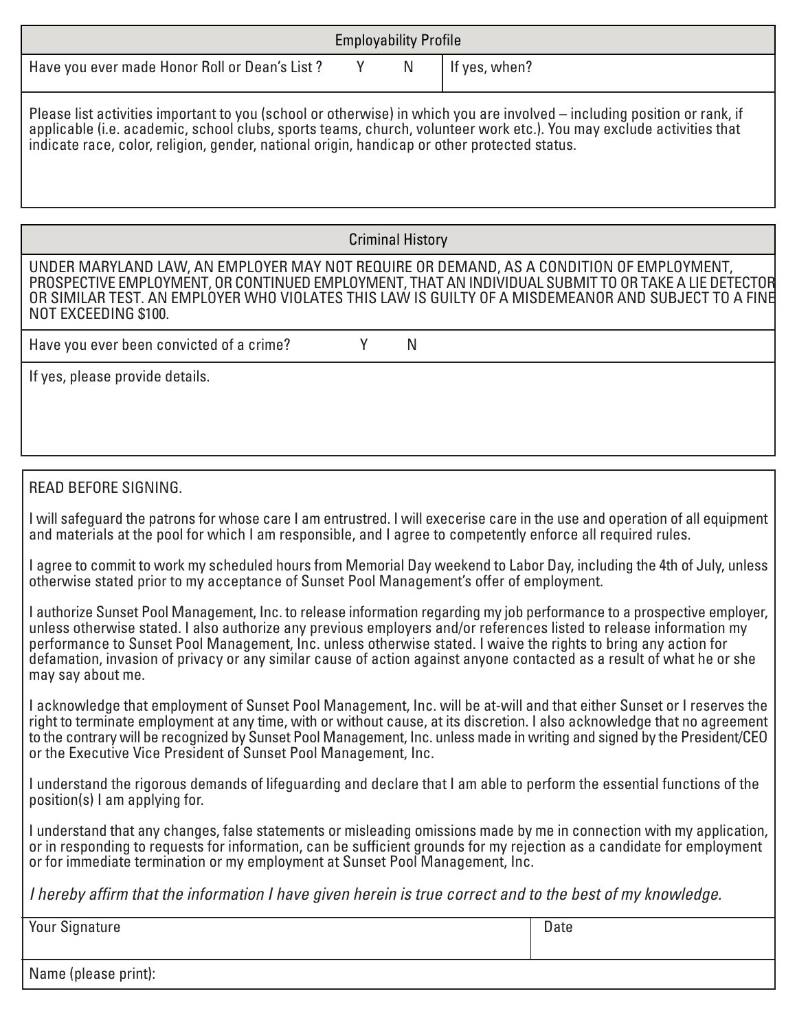## Employability Profile

| | |
|---|---|
| Have you ever made Honor Roll or Dean's List ? Y N | If yes, when? |

Please list activities important to you (school or otherwise) in which you are involved – including position or rank, if applicable (i.e. academic, school clubs, sports teams, church, volunteer work etc.). You may exclude activities that indicate race, color, religion, gender, national origin, handicap or other protected status.

## Criminal History

UNDER MARYLAND LAW, AN EMPLOYER MAY NOT REQUIRE OR DEMAND, AS A CONDITION OF EMPLOYMENT, PROSPECTIVE EMPLOYMENT, OR CONTINUED EMPLOYMENT, THAT AN INDIVIDUAL SUBMIT TO OR TAKE A LIE DETECTOR OR SIMILAR TEST. AN EMPLOYER WHO VIOLATES THIS LAW IS GUILTY OF A MISDEMEANOR AND SUBJECT TO A FINE NOT EXCEEDING $100.

Have you ever been convicted of a crime? Y N

If yes, please provide details.

READ BEFORE SIGNING.

I will safeguard the patrons for whose care I am entrustred. I will execerise care in the use and operation of all equipment and materials at the pool for which I am responsible, and I agree to competently enforce all required rules.

I agree to commit to work my scheduled hours from Memorial Day weekend to Labor Day, including the 4th of July, unless otherwise stated prior to my acceptance of Sunset Pool Management's offer of employment.

I authorize Sunset Pool Management, Inc. to release information regarding my job performance to a prospective employer, unless otherwise stated. I also authorize any previous employers and/or references listed to release information my performance to Sunset Pool Management, Inc. unless otherwise stated. I waive the rights to bring any action for defamation, invasion of privacy or any similar cause of action against anyone contacted as a result of what he or she may say about me.

I acknowledge that employment of Sunset Pool Management, Inc. will be at-will and that either Sunset or I reserves the right to terminate employment at any time, with or without cause, at its discretion. I also acknowledge that no agreement to the contrary will be recognized by Sunset Pool Management, Inc. unless made in writing and signed by the President/CEO or the Executive Vice President of Sunset Pool Management, Inc.

I understand the rigorous demands of lifeguarding and declare that I am able to perform the essential functions of the position(s) I am applying for.

I understand that any changes, false statements or misleading omissions made by me in connection with my application, or in responding to requests for information, can be sufficient grounds for my rejection as a candidate for employment or for immediate termination or my employment at Sunset Pool Management, Inc.

*I hereby affirm that the information I have given herein is true correct and to the best of my knowledge.*

| | |
|---|---|
| Your Signature | Date |
| Name (please print): | |